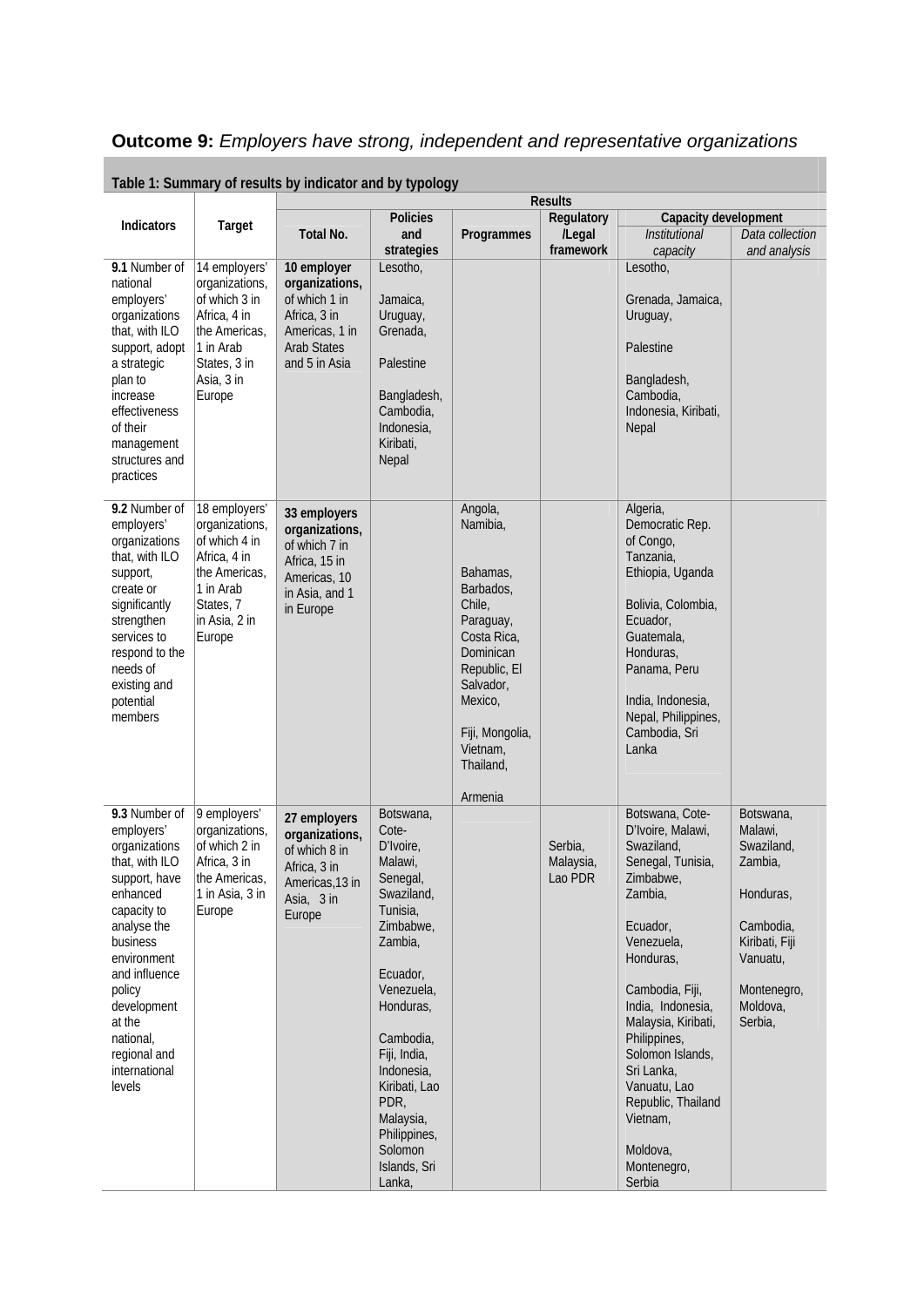**Outcome 9:** *Employers have strong, independent and representative organizations*

**Table 1: Summary of results by indicator and by typology**

| Indicators | Target | Results | | | | | |
|---|---|---|---|---|---|---|---|
| | | Total No. | Policies and strategies | Programmes | Regulatory /Legal framework | Capacity development | |
| | | | | | | *Institutional capacity* | *Data collection and analysis* |
| **9.1** Number of national employers' organizations that, with ILO support, adopt a strategic plan to increase effectiveness of their management structures and practices | 14 employers' organizations, of which 3 in Africa, 4 in the Americas, 1 in Arab States, 3 in Asia, 3 in Europe | **10 employer organizations,** of which 1 in Africa, 3 in Americas, 1 in Arab States and 5 in Asia | Lesotho, Jamaica, Uruguay, Grenada, Palestine, Bangladesh, Cambodia, Indonesia, Kiribati, Nepal | | | Lesotho, Grenada, Jamaica, Uruguay, Palestine, Bangladesh, Cambodia, Indonesia, Kiribati, Nepal | |
| **9.2** Number of employers' organizations that, with ILO support, create or significantly strengthen services to respond to the needs of existing and potential members | 18 employers' organizations, of which 4 in Africa, 4 in the Americas, 1 in Arab States, 7 in Asia, 2 in Europe | **33 employers organizations,** of which 7 in Africa, 15 in Americas, 10 in Asia, and 1 in Europe | | Angola, Namibia, Bahamas, Barbados, Chile, Paraguay, Costa Rica, Dominican Republic, El Salvador, Mexico, Fiji, Mongolia, Vietnam, Thailand, Armenia | | Algeria, Democratic Rep. of Congo, Tanzania, Ethiopia, Uganda, Bolivia, Colombia, Ecuador, Guatemala, Honduras, Panama, Peru, India, Indonesia, Nepal, Philippines, Cambodia, Sri Lanka | |
| **9.3** Number of employers' organizations that, with ILO support, have enhanced capacity to analyse the business environment and influence policy development at the national, regional and international levels | 9 employers' organizations, of which 2 in Africa, 3 in the Americas, 1 in Asia, 3 in Europe | **27 employers organizations,** of which 8 in Africa, 3 in Americas,13 in Asia, 3 in Europe | Botswana, Cote-D'Ivoire, Malawi, Senegal, Swaziland, Tunisia, Zimbabwe, Zambia, Ecuador, Venezuela, Honduras, Cambodia, Fiji, India, Indonesia, Kiribati, Lao PDR, Malaysia, Philippines, Solomon Islands, Sri Lanka, | | Serbia, Malaysia, Lao PDR | Botswana, Cote-D'Ivoire, Malawi, Swaziland, Senegal, Tunisia, Zimbabwe, Zambia, Ecuador, Venezuela, Honduras, Cambodia, Fiji, India, Indonesia, Malaysia, Kiribati, Philippines, Solomon Islands, Sri Lanka, Vanuatu, Lao Republic, Thailand Vietnam, Moldova, Montenegro, Serbia | Botswana, Malawi, Swaziland, Zambia, Honduras, Cambodia, Kiribati, Fiji Vanuatu, Montenegro, Moldova, Serbia, |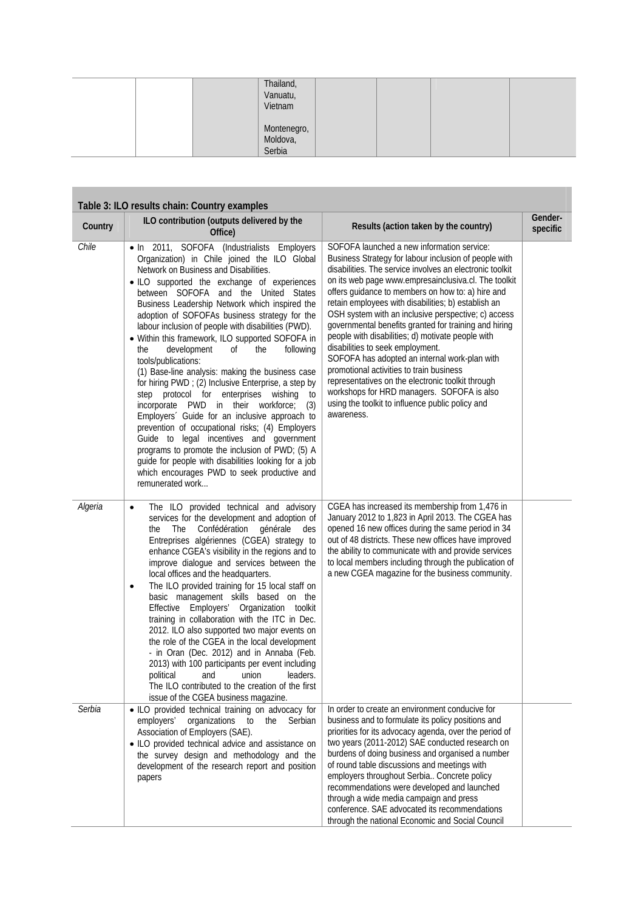|  |  | Thailand, Vanuatu, Vietnam<br><br>Montenegro, Moldova, Serbia |  |  |  |  |
|---|---|---|---|---|---|---|

**Table 3: ILO results chain: Country examples**

| Country | ILO contribution (outputs delivered by the Office) | Results (action taken by the country) | Gender-specific |
|---|---|---|---|
| *Chile* | • In 2011, SOFOFA (Industrialists Employers Organization) in Chile joined the ILO Global Network on Business and Disabilities.<br>• ILO supported the exchange of experiences between SOFOFA and the United States Business Leadership Network which inspired the adoption of SOFOFAs business strategy for the labour inclusion of people with disabilities (PWD).<br>• Within this framework, ILO supported SOFOFA in the development of the following tools/publications:<br>(1) Base-line analysis: making the business case for hiring PWD ; (2) Inclusive Enterprise, a step by step protocol for enterprises wishing to incorporate PWD in their workforce; (3) Employers´ Guide for an inclusive approach to prevention of occupational risks; (4) Employers Guide to legal incentives and government programs to promote the inclusion of PWD; (5) A guide for people with disabilities looking for a job which encourages PWD to seek productive and remunerated work... | SOFOFA launched a new information service: Business Strategy for labour inclusion of people with disabilities. The service involves an electronic toolkit on its web page www.empresainclusiva.cl. The toolkit offers guidance to members on how to: a) hire and retain employees with disabilities; b) establish an OSH system with an inclusive perspective; c) access governmental benefits granted for training and hiring people with disabilities; d) motivate people with disabilities to seek employment.<br>SOFOFA has adopted an internal work-plan with promotional activities to train business representatives on the electronic toolkit through workshops for HRD managers. SOFOFA is also using the toolkit to influence public policy and awareness. |  |
| *Algeria* | • The ILO provided technical and advisory services for the development and adoption of the The Confédération générale des Entreprises algériennes (CGEA) strategy to enhance CGEA's visibility in the regions and to improve dialogue and services between the local offices and the headquarters.<br>• The ILO provided training for 15 local staff on basic management skills based on the Effective Employers' Organization toolkit training in collaboration with the ITC in Dec. 2012. ILO also supported two major events on the role of the CGEA in the local development - in Oran (Dec. 2012) and in Annaba (Feb. 2013) with 100 participants per event including political and union leaders. The ILO contributed to the creation of the first issue of the CGEA business magazine. | CGEA has increased its membership from 1,476 in January 2012 to 1,823 in April 2013. The CGEA has opened 16 new offices during the same period in 34 out of 48 districts. These new offices have improved the ability to communicate with and provide services to local members including through the publication of a new CGEA magazine for the business community. |  |
| *Serbia* | • ILO provided technical training on advocacy for employers' organizations to the Serbian Association of Employers (SAE).<br>• ILO provided technical advice and assistance on the survey design and methodology and the development of the research report and position papers | In order to create an environment conducive for business and to formulate its policy positions and priorities for its advocacy agenda, over the period of two years (2011-2012) SAE conducted research on burdens of doing business and organised a number of round table discussions and meetings with employers throughout Serbia.. Concrete policy recommendations were developed and launched through a wide media campaign and press conference. SAE advocated its recommendations through the national Economic and Social Council |  |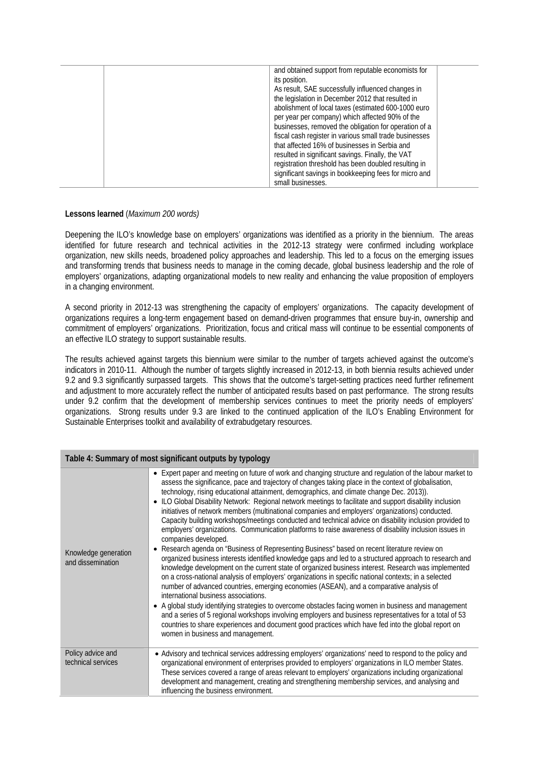| | | and obtained support from reputable economists for its position.<br>As result, SAE successfully influenced changes in the legislation in December 2012 that resulted in abolishment of local taxes (estimated 600-1000 euro per year per company) which affected 90% of the businesses, removed the obligation for operation of a fiscal cash register in various small trade businesses that affected 16% of businesses in Serbia and resulted in significant savings. Finally, the VAT registration threshold has been doubled resulting in significant savings in bookkeeping fees for micro and small businesses. | |
|---|---|---|---|

**Lessons learned** (*Maximum 200 words*)

Deepening the ILO's knowledge base on employers' organizations was identified as a priority in the biennium. The areas identified for future research and technical activities in the 2012-13 strategy were confirmed including workplace organization, new skills needs, broadened policy approaches and leadership. This led to a focus on the emerging issues and transforming trends that business needs to manage in the coming decade, global business leadership and the role of employers' organizations, adapting organizational models to new reality and enhancing the value proposition of employers in a changing environment.

A second priority in 2012-13 was strengthening the capacity of employers' organizations. The capacity development of organizations requires a long-term engagement based on demand-driven programmes that ensure buy-in, ownership and commitment of employers' organizations. Prioritization, focus and critical mass will continue to be essential components of an effective ILO strategy to support sustainable results.

The results achieved against targets this biennium were similar to the number of targets achieved against the outcome's indicators in 2010-11. Although the number of targets slightly increased in 2012-13, in both biennia results achieved under 9.2 and 9.3 significantly surpassed targets. This shows that the outcome's target-setting practices need further refinement and adjustment to more accurately reflect the number of anticipated results based on past performance. The strong results under 9.2 confirm that the development of membership services continues to meet the priority needs of employers' organizations. Strong results under 9.3 are linked to the continued application of the ILO's Enabling Environment for Sustainable Enterprises toolkit and availability of extrabudgetary resources.

| Table 4: Summary of most significant outputs by typology | |
|---|---|
| Knowledge generation and dissemination | • Expert paper and meeting on future of work and changing structure and regulation of the labour market to assess the significance, pace and trajectory of changes taking place in the context of globalisation, technology, rising educational attainment, demographics, and climate change Dec. 2013)).<br>• ILO Global Disability Network: Regional network meetings to facilitate and support disability inclusion initiatives of network members (multinational companies and employers' organizations) conducted. Capacity building workshops/meetings conducted and technical advice on disability inclusion provided to employers' organizations. Communication platforms to raise awareness of disability inclusion issues in companies developed.<br>• Research agenda on "Business of Representing Business" based on recent literature review on organized business interests identified knowledge gaps and led to a structured approach to research and knowledge development on the current state of organized business interest. Research was implemented on a cross-national analysis of employers' organizations in specific national contexts; in a selected number of advanced countries, emerging economies (ASEAN), and a comparative analysis of international business associations.<br>• A global study identifying strategies to overcome obstacles facing women in business and management and a series of 5 regional workshops involving employers and business representatives for a total of 53 countries to share experiences and document good practices which have fed into the global report on women in business and management. |
| Policy advice and technical services | • Advisory and technical services addressing employers' organizations' need to respond to the policy and organizational environment of enterprises provided to employers' organizations in ILO member States. These services covered a range of areas relevant to employers' organizations including organizational development and management, creating and strengthening membership services, and analysing and influencing the business environment. |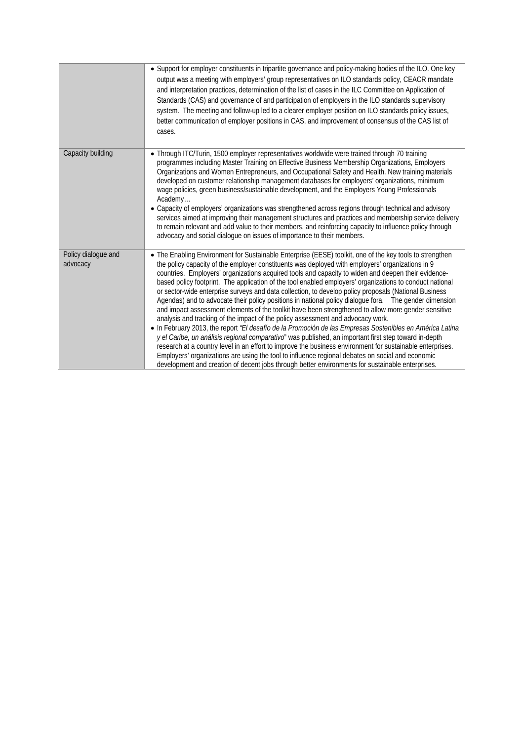| | |
|---|---|
| | • Support for employer constituents in tripartite governance and policy-making bodies of the ILO. One key output was a meeting with employers' group representatives on ILO standards policy, CEACR mandate and interpretation practices, determination of the list of cases in the ILC Committee on Application of Standards (CAS) and governance of and participation of employers in the ILO standards supervisory system. The meeting and follow-up led to a clearer employer position on ILO standards policy issues, better communication of employer positions in CAS, and improvement of consensus of the CAS list of cases. |
| Capacity building | • Through ITC/Turin, 1500 employer representatives worldwide were trained through 70 training programmes including Master Training on Effective Business Membership Organizations, Employers Organizations and Women Entrepreneurs, and Occupational Safety and Health. New training materials developed on customer relationship management databases for employers' organizations, minimum wage policies, green business/sustainable development, and the Employers Young Professionals Academy…<br>• Capacity of employers' organizations was strengthened across regions through technical and advisory services aimed at improving their management structures and practices and membership service delivery to remain relevant and add value to their members, and reinforcing capacity to influence policy through advocacy and social dialogue on issues of importance to their members. |
| Policy dialogue and advocacy | • The Enabling Environment for Sustainable Enterprise (EESE) toolkit, one of the key tools to strengthen the policy capacity of the employer constituents was deployed with employers' organizations in 9 countries. Employers' organizations acquired tools and capacity to widen and deepen their evidence-based policy footprint. The application of the tool enabled employers' organizations to conduct national or sector-wide enterprise surveys and data collection, to develop policy proposals (National Business Agendas) and to advocate their policy positions in national policy dialogue fora. The gender dimension and impact assessment elements of the toolkit have been strengthened to allow more gender sensitive analysis and tracking of the impact of the policy assessment and advocacy work.<br>• In February 2013, the report *"El desafío de la Promoción de las Empresas Sostenibles en América Latina y el Caribe, un análisis regional comparativo*" was published, an important first step toward in-depth research at a country level in an effort to improve the business environment for sustainable enterprises. Employers' organizations are using the tool to influence regional debates on social and economic development and creation of decent jobs through better environments for sustainable enterprises. |